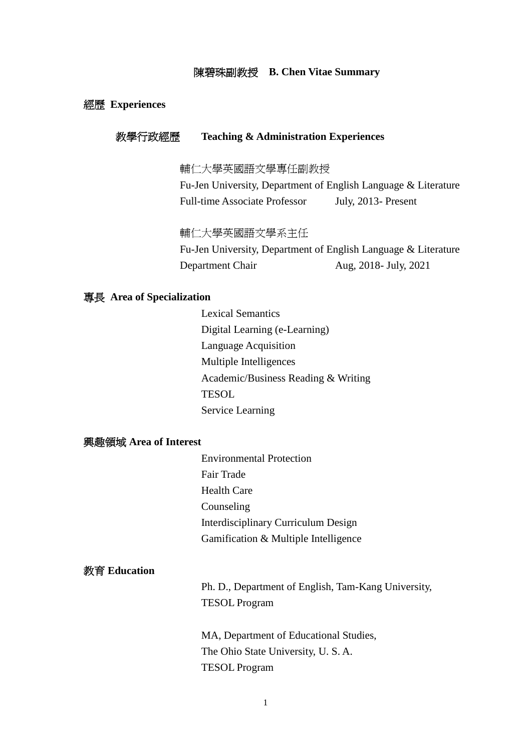# 陳碧珠副教授 B. Chen Vitae Summary

## 經歷 Experiences

### 教學行政經歷 Teaching & Administration Experiences

輔仁大學英國語文學專任副教授
Fu-Jen University, Department of English Language & Literature
Full-time Associate Professor July, 2013- Present

輔仁大學英國語文學系主任
Fu-Jen University, Department of English Language & Literature
Department Chair Aug, 2018- July, 2021

## 專長 Area of Specialization

- Lexical Semantics
- Digital Learning (e-Learning)
- Language Acquisition
- Multiple Intelligences
- Academic/Business Reading & Writing
- TESOL
- Service Learning

## 興趣領域 Area of Interest

- Environmental Protection
- Fair Trade
- Health Care
- Counseling
- Interdisciplinary Curriculum Design
- Gamification & Multiple Intelligence

## 教育 Education

Ph. D., Department of English, Tam-Kang University,
TESOL Program

MA, Department of Educational Studies,
The Ohio State University, U. S. A.
TESOL Program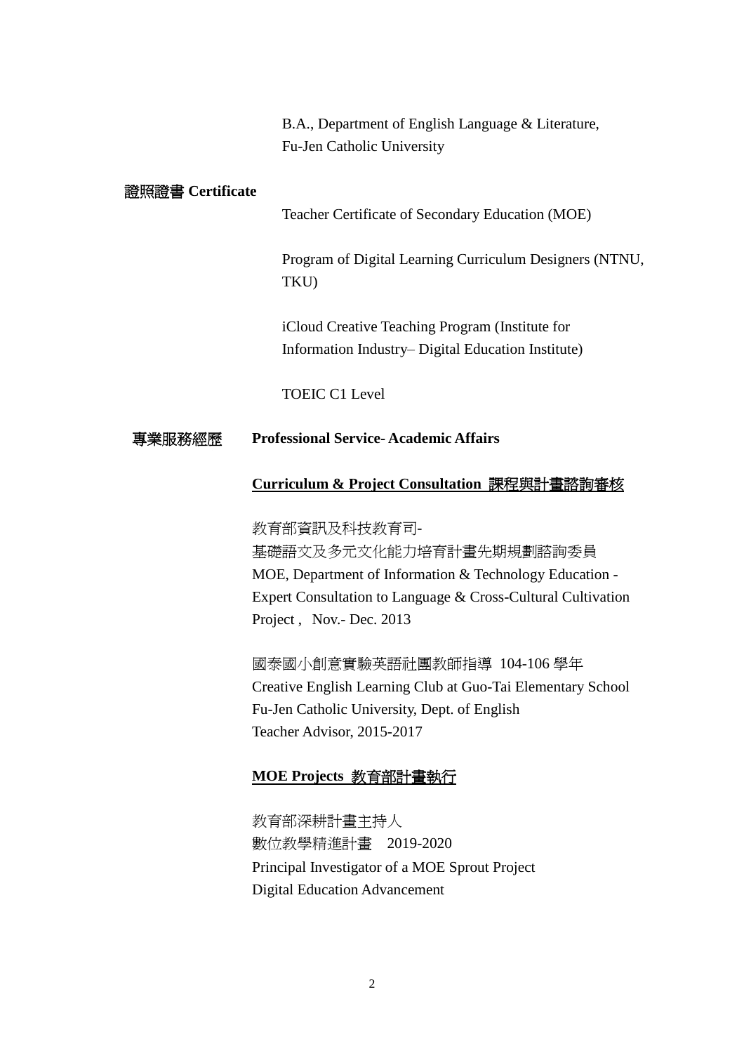B.A., Department of English Language & Literature,
Fu-Jen Catholic University

## 證照證書 Certificate

Teacher Certificate of Secondary Education (MOE)

Program of Digital Learning Curriculum Designers (NTNU, TKU)

iCloud Creative Teaching Program (Institute for Information Industry– Digital Education Institute)

TOEIC C1 Level

## 專業服務經歷 Professional Service- Academic Affairs

### Curriculum & Project Consultation 課程與計畫諮詢審核

教育部資訊及科技教育司-
基礎語文及多元文化能力培育計畫先期規劃諮詢委員
MOE, Department of Information & Technology Education - Expert Consultation to Language & Cross-Cultural Cultivation Project , Nov.- Dec. 2013

國泰國小創意實驗英語社團教師指導 104-106 學年
Creative English Learning Club at Guo-Tai Elementary School
Fu-Jen Catholic University, Dept. of English
Teacher Advisor, 2015-2017

### MOE Projects 教育部計畫執行

教育部深耕計畫主持人
數位教學精進計畫 2019-2020
Principal Investigator of a MOE Sprout Project
Digital Education Advancement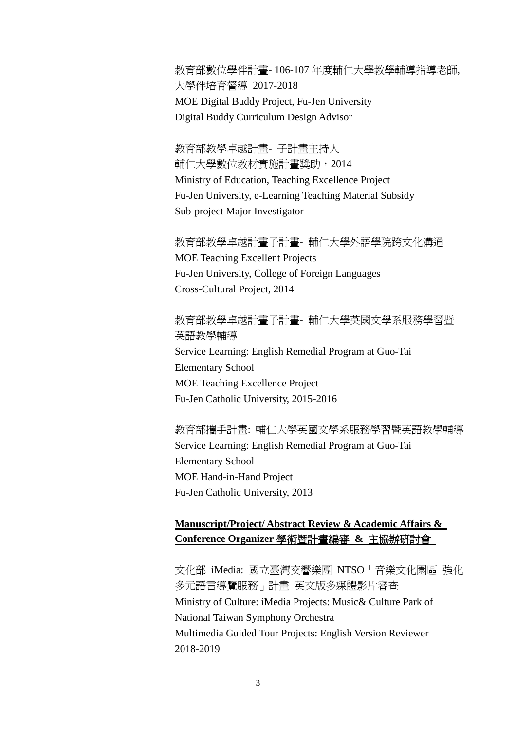教育部數位學伴計畫- 106-107 年度輔仁大學教學輔導指導老師,
大學伴培育督導 2017-2018
MOE Digital Buddy Project, Fu-Jen University
Digital Buddy Curriculum Design Advisor

教育部教學卓越計畫- 子計畫主持人
輔仁大學數位教材實施計畫獎助，2014
Ministry of Education, Teaching Excellence Project
Fu-Jen University, e-Learning Teaching Material Subsidy
Sub-project Major Investigator

教育部教學卓越計畫子計畫- 輔仁大學外語學院跨文化溝通
MOE Teaching Excellent Projects
Fu-Jen University, College of Foreign Languages
Cross-Cultural Project, 2014

教育部教學卓越計畫子計畫- 輔仁大學英國文學系服務學習暨
英語教學輔導
Service Learning: English Remedial Program at Guo-Tai
Elementary School
MOE Teaching Excellence Project
Fu-Jen Catholic University, 2015-2016

教育部攜手計畫: 輔仁大學英國文學系服務學習暨英語教學輔導
Service Learning: English Remedial Program at Guo-Tai
Elementary School
MOE Hand-in-Hand Project
Fu-Jen Catholic University, 2013

**Manuscript/Project/ Abstract Review & Academic Affairs & Conference Organizer 學術暨計畫編審 & 主協辦研討會**

文化部 iMedia: 國立臺灣交響樂團 NTSO「音樂文化園區 強化
多元語言導覽服務」計畫 英文版多媒體影片審查
Ministry of Culture: iMedia Projects: Music& Culture Park of
National Taiwan Symphony Orchestra
Multimedia Guided Tour Projects: English Version Reviewer
2018-2019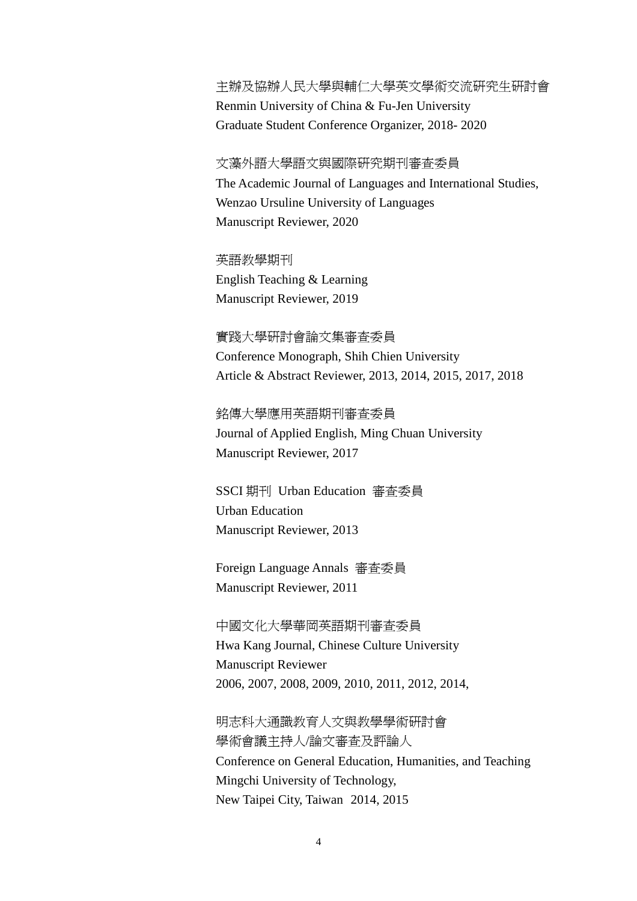主辦及協辦人民大學與輔仁大學英文學術交流研究生研討會
Renmin University of China & Fu-Jen University
Graduate Student Conference Organizer, 2018- 2020

文藻外語大學語文與國際研究期刊審查委員
The Academic Journal of Languages and International Studies,
Wenzao Ursuline University of Languages
Manuscript Reviewer, 2020

英語教學期刊
English Teaching & Learning
Manuscript Reviewer, 2019

實踐大學研討會論文集審查委員
Conference Monograph, Shih Chien University
Article & Abstract Reviewer, 2013, 2014, 2015, 2017, 2018

銘傳大學應用英語期刊審查委員
Journal of Applied English, Ming Chuan University
Manuscript Reviewer, 2017

SSCI 期刊 Urban Education 審查委員
Urban Education
Manuscript Reviewer, 2013

Foreign Language Annals 審查委員
Manuscript Reviewer, 2011

中國文化大學華岡英語期刊審查委員
Hwa Kang Journal, Chinese Culture University
Manuscript Reviewer
2006, 2007, 2008, 2009, 2010, 2011, 2012, 2014,

明志科大通識教育人文與教學學術研討會
學術會議主持人/論文審查及評論人
Conference on General Education, Humanities, and Teaching
Mingchi University of Technology,
New Taipei City, Taiwan 2014, 2015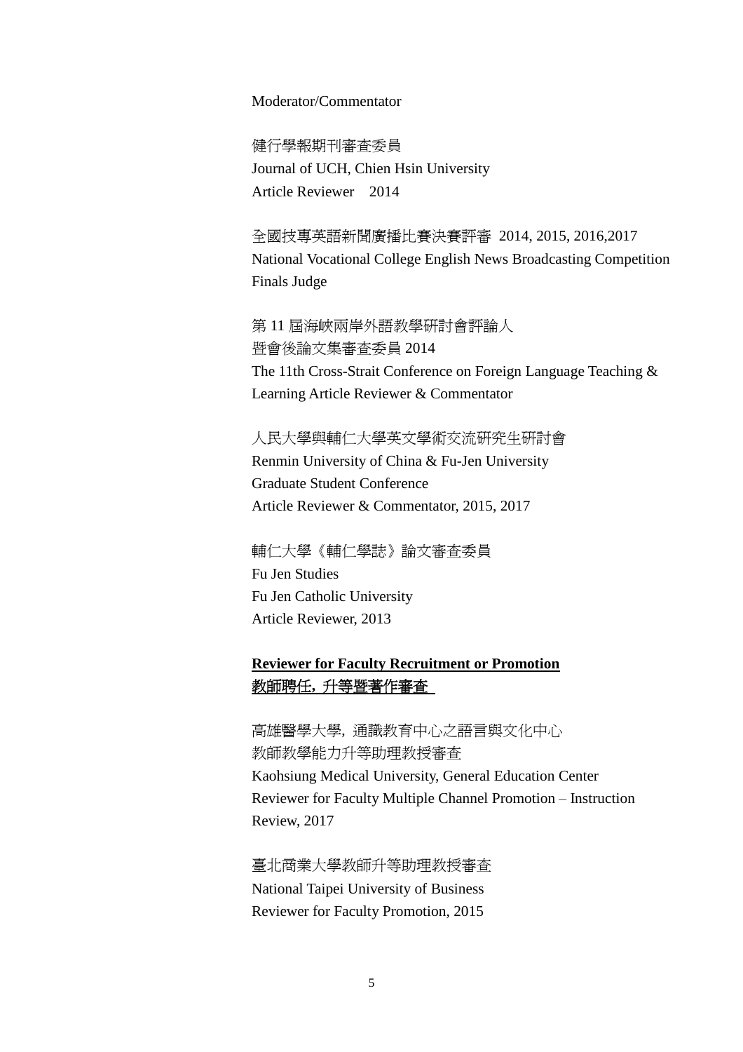Moderator/Commentator

健行學報期刊審查委員
Journal of UCH, Chien Hsin University
Article Reviewer　2014

全國技專英語新聞廣播比賽決賽評審 2014, 2015, 2016,2017
National Vocational College English News Broadcasting Competition
Finals Judge

第 11 屆海峽兩岸外語教學研討會評論人
暨會後論文集審查委員 2014
The 11th Cross-Strait Conference on Foreign Language Teaching & Learning Article Reviewer & Commentator

人民大學與輔仁大學英文學術交流研究生研討會
Renmin University of China & Fu-Jen University
Graduate Student Conference
Article Reviewer & Commentator, 2015, 2017

輔仁大學《輔仁學誌》論文審查委員
Fu Jen Studies
Fu Jen Catholic University
Article Reviewer, 2013

**Reviewer for Faculty Recruitment or Promotion**
**教師聘任，升等暨著作審查**

高雄醫學大學，通識教育中心之語言與文化中心
教師教學能力升等助理教授審查
Kaohsiung Medical University, General Education Center
Reviewer for Faculty Multiple Channel Promotion – Instruction Review, 2017

臺北商業大學教師升等助理教授審查
National Taipei University of Business
Reviewer for Faculty Promotion, 2015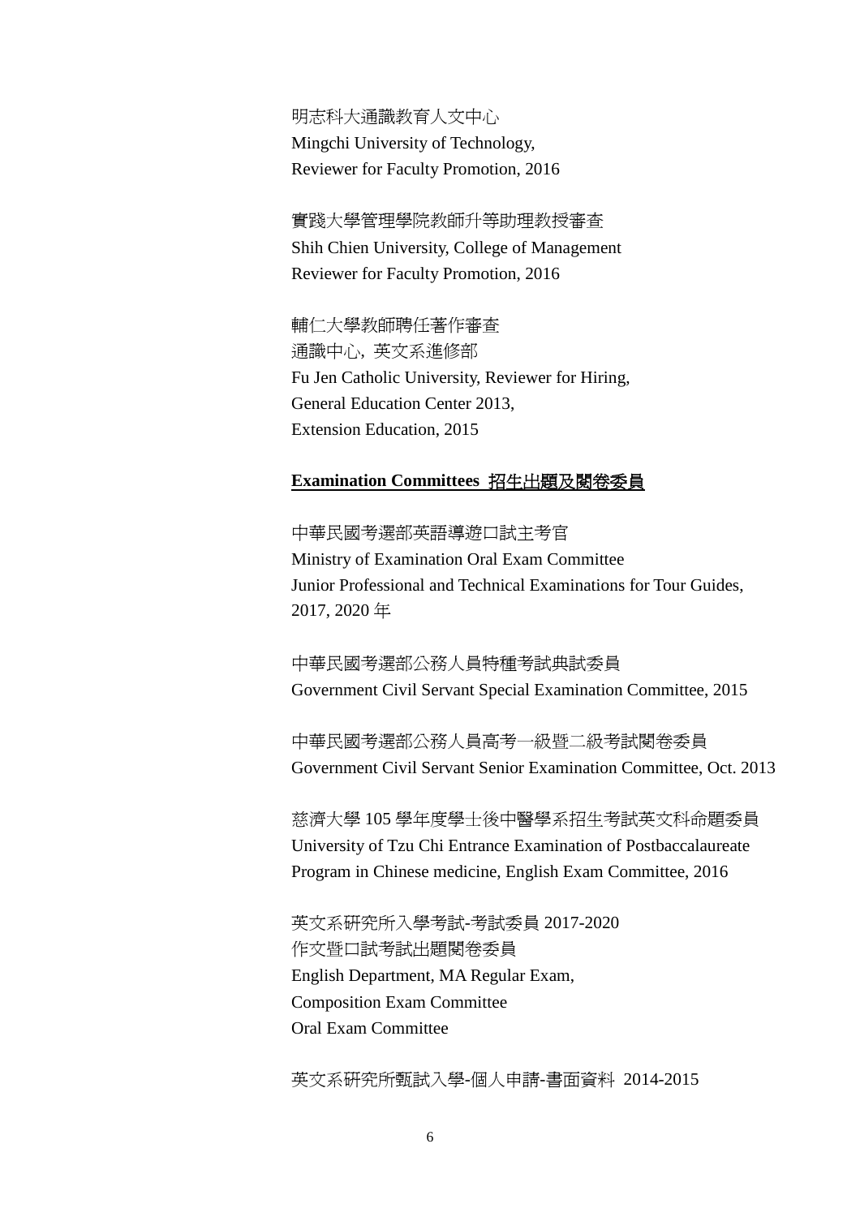明志科大通識教育人文中心
Mingchi University of Technology,
Reviewer for Faculty Promotion, 2016

實踐大學管理學院教師升等助理教授審查
Shih Chien University, College of Management
Reviewer for Faculty Promotion, 2016

輔仁大學教師聘任著作審查
通識中心, 英文系進修部
Fu Jen Catholic University, Reviewer for Hiring,
General Education Center 2013,
Extension Education, 2015

## **Examination Committees** 招生出題及閱卷委員

中華民國考選部英語導遊口試主考官
Ministry of Examination Oral Exam Committee
Junior Professional and Technical Examinations for Tour Guides,
2017, 2020 年

中華民國考選部公務人員特種考試典試委員
Government Civil Servant Special Examination Committee, 2015

中華民國考選部公務人員高考一級暨二級考試閱卷委員
Government Civil Servant Senior Examination Committee, Oct. 2013

慈濟大學 105 學年度學士後中醫學系招生考試英文科命題委員
University of Tzu Chi Entrance Examination of Postbaccalaureate
Program in Chinese medicine, English Exam Committee, 2016

英文系研究所入學考試-考試委員 2017-2020
作文暨口試考試出題閱卷委員
English Department, MA Regular Exam,
Composition Exam Committee
Oral Exam Committee

英文系研究所甄試入學-個人申請-書面資料 2014-2015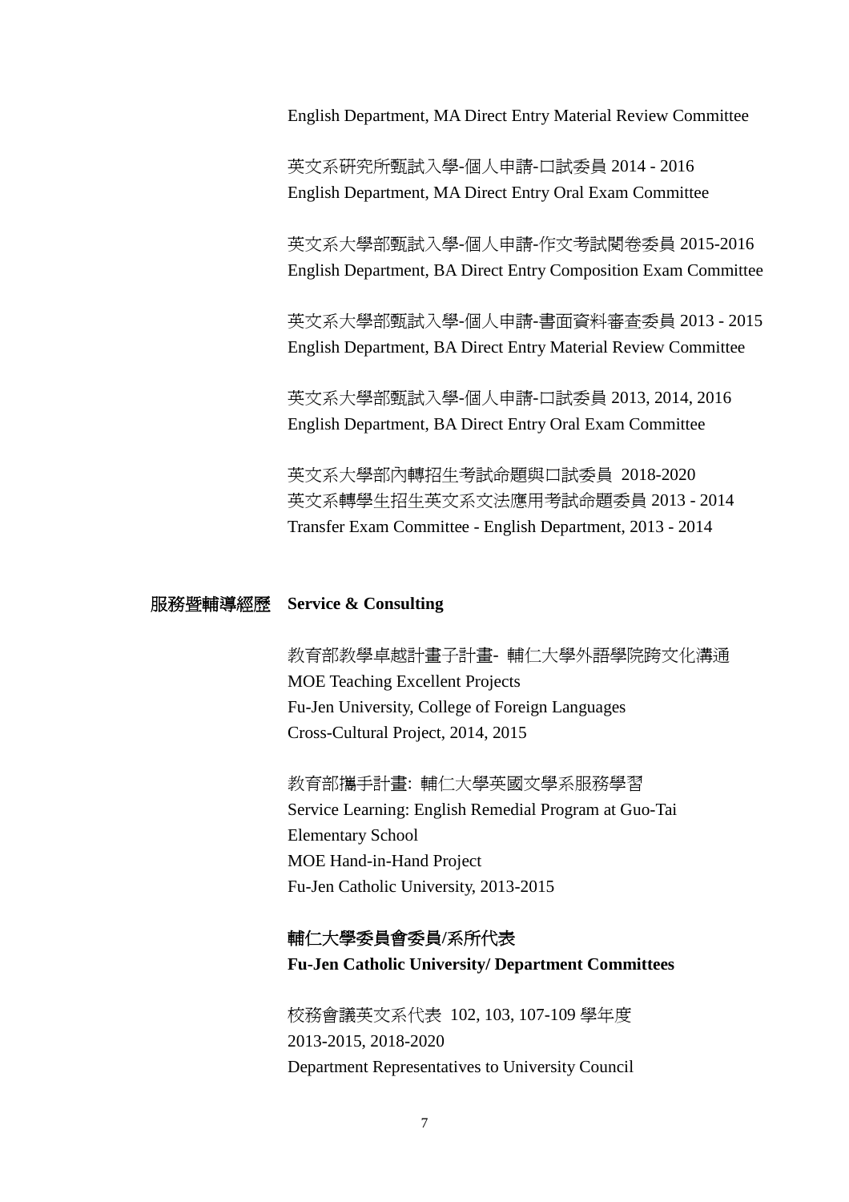English Department, MA Direct Entry Material Review Committee

英文系研究所甄試入學-個人申請-口試委員 2014 - 2016
English Department, MA Direct Entry Oral Exam Committee

英文系大學部甄試入學-個人申請-作文考試閱卷委員 2015-2016
English Department, BA Direct Entry Composition Exam Committee

英文系大學部甄試入學-個人申請-書面資料審查委員 2013 - 2015
English Department, BA Direct Entry Material Review Committee

英文系大學部甄試入學-個人申請-口試委員 2013, 2014, 2016
English Department, BA Direct Entry Oral Exam Committee

英文系大學部內轉招生考試命題與口試委員 2018-2020
英文系轉學生招生英文系文法應用考試命題委員 2013 - 2014
Transfer Exam Committee - English Department, 2013 - 2014

## 服務暨輔導經歷 Service & Consulting

教育部教學卓越計畫子計畫- 輔仁大學外語學院跨文化溝通
MOE Teaching Excellent Projects
Fu-Jen University, College of Foreign Languages
Cross-Cultural Project, 2014, 2015

教育部攜手計畫: 輔仁大學英國文學系服務學習
Service Learning: English Remedial Program at Guo-Tai Elementary School
MOE Hand-in-Hand Project
Fu-Jen Catholic University, 2013-2015

**輔仁大學委員會委員/系所代表**
**Fu-Jen Catholic University/ Department Committees**

校務會議英文系代表 102, 103, 107-109 學年度
2013-2015, 2018-2020
Department Representatives to University Council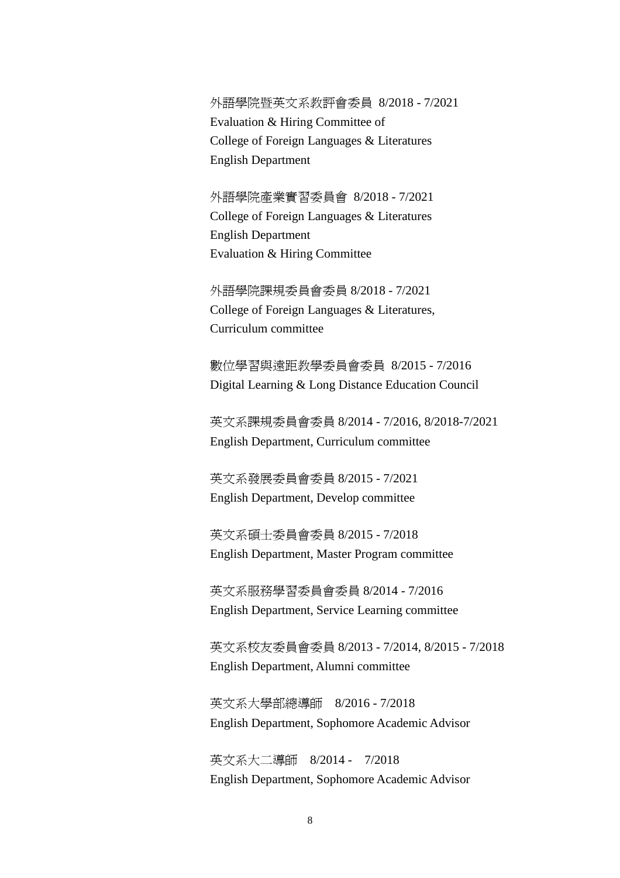外語學院暨英文系教評會委員 8/2018 - 7/2021
Evaluation & Hiring Committee of
College of Foreign Languages & Literatures
English Department

外語學院產業實習委員會 8/2018 - 7/2021
College of Foreign Languages & Literatures
English Department
Evaluation & Hiring Committee

外語學院課規委員會委員 8/2018 - 7/2021
College of Foreign Languages & Literatures,
Curriculum committee

數位學習與遠距教學委員會委員 8/2015 - 7/2016
Digital Learning & Long Distance Education Council

英文系課規委員會委員 8/2014 - 7/2016, 8/2018-7/2021
English Department, Curriculum committee

英文系發展委員會委員 8/2015 - 7/2021
English Department, Develop committee

英文系碩士委員會委員 8/2015 - 7/2018
English Department, Master Program committee

英文系服務學習委員會委員 8/2014 - 7/2016
English Department, Service Learning committee

英文系校友委員會委員 8/2013 - 7/2014, 8/2015 - 7/2018
English Department, Alumni committee

英文系大學部總導師 8/2016 - 7/2018
English Department, Sophomore Academic Advisor

英文系大二導師 8/2014 - 7/2018
English Department, Sophomore Academic Advisor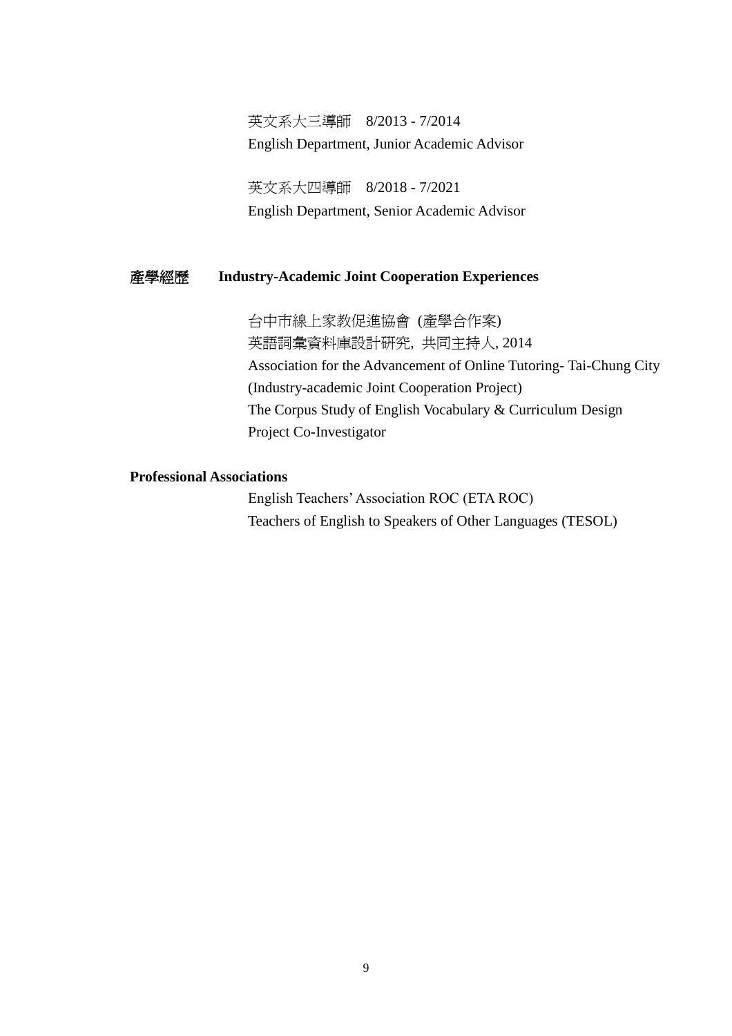英文系大三導師　8/2013 - 7/2014
English Department, Junior Academic Advisor

英文系大四導師　8/2018 - 7/2021
English Department, Senior Academic Advisor

## 產學經歷　Industry-Academic Joint Cooperation Experiences

台中市線上家教促進協會 (產學合作案)
英語詞彙資料庫設計研究, 共同主持人, 2014
Association for the Advancement of Online Tutoring- Tai-Chung City
(Industry-academic Joint Cooperation Project)
The Corpus Study of English Vocabulary & Curriculum Design
Project Co-Investigator

## Professional Associations

English Teachers' Association ROC (ETA ROC)
Teachers of English to Speakers of Other Languages (TESOL)